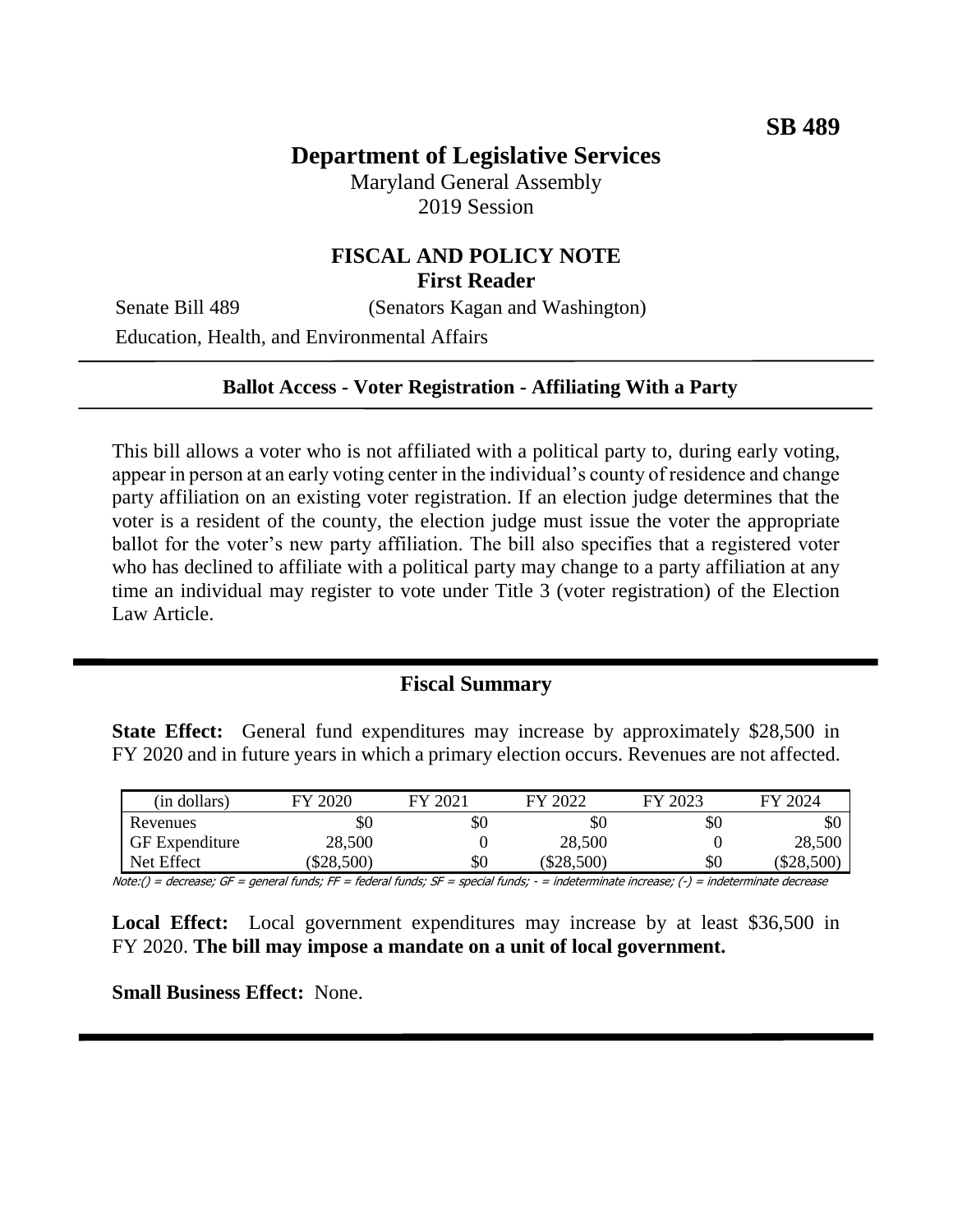**SB 489**

# Department of Legislative Services

Maryland General Assembly
2019 Session

## FISCAL AND POLICY NOTE
**First Reader**

Senate Bill 489 (Senators Kagan and Washington)

Education, Health, and Environmental Affairs

**Ballot Access - Voter Registration - Affiliating With a Party**

This bill allows a voter who is not affiliated with a political party to, during early voting, appear in person at an early voting center in the individual's county of residence and change party affiliation on an existing voter registration. If an election judge determines that the voter is a resident of the county, the election judge must issue the voter the appropriate ballot for the voter's new party affiliation. The bill also specifies that a registered voter who has declined to affiliate with a political party may change to a party affiliation at any time an individual may register to vote under Title 3 (voter registration) of the Election Law Article.

## Fiscal Summary

**State Effect:** General fund expenditures may increase by approximately \$28,500 in FY 2020 and in future years in which a primary election occurs. Revenues are not affected.

| (in dollars) | FY 2020 | FY 2021 | FY 2022 | FY 2023 | FY 2024 |
|---|---|---|---|---|---|
| Revenues | \$0 | \$0 | \$0 | \$0 | \$0 |
| GF Expenditure | 28,500 | 0 | 28,500 | 0 | 28,500 |
| Net Effect | (\$28,500) | \$0 | (\$28,500) | \$0 | (\$28,500) |

*Note:() = decrease; GF = general funds; FF = federal funds; SF = special funds; - = indeterminate increase; (-) = indeterminate decrease*

**Local Effect:** Local government expenditures may increase by at least \$36,500 in FY 2020. **The bill may impose a mandate on a unit of local government.**

**Small Business Effect:** None.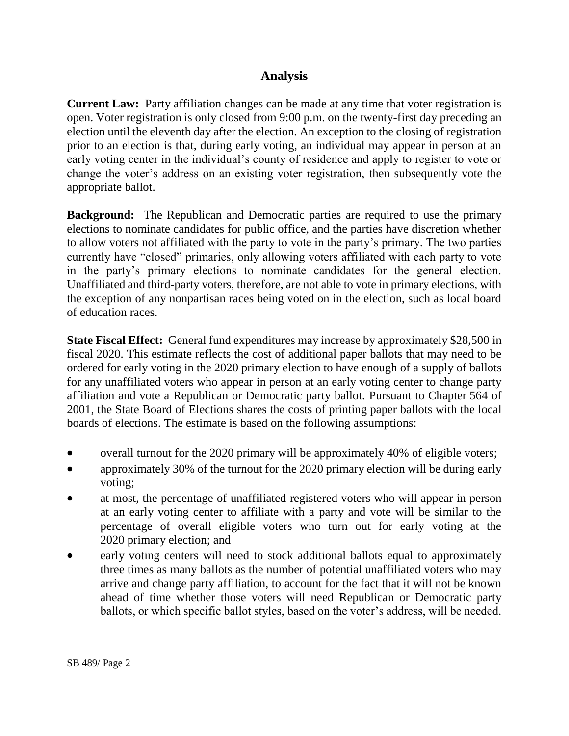## Analysis

**Current Law:** Party affiliation changes can be made at any time that voter registration is open. Voter registration is only closed from 9:00 p.m. on the twenty-first day preceding an election until the eleventh day after the election. An exception to the closing of registration prior to an election is that, during early voting, an individual may appear in person at an early voting center in the individual's county of residence and apply to register to vote or change the voter's address on an existing voter registration, then subsequently vote the appropriate ballot.

**Background:** The Republican and Democratic parties are required to use the primary elections to nominate candidates for public office, and the parties have discretion whether to allow voters not affiliated with the party to vote in the party's primary. The two parties currently have "closed" primaries, only allowing voters affiliated with each party to vote in the party's primary elections to nominate candidates for the general election. Unaffiliated and third-party voters, therefore, are not able to vote in primary elections, with the exception of any nonpartisan races being voted on in the election, such as local board of education races.

**State Fiscal Effect:** General fund expenditures may increase by approximately $28,500 in fiscal 2020. This estimate reflects the cost of additional paper ballots that may need to be ordered for early voting in the 2020 primary election to have enough of a supply of ballots for any unaffiliated voters who appear in person at an early voting center to change party affiliation and vote a Republican or Democratic party ballot. Pursuant to Chapter 564 of 2001, the State Board of Elections shares the costs of printing paper ballots with the local boards of elections. The estimate is based on the following assumptions:

- overall turnout for the 2020 primary will be approximately 40% of eligible voters;
- approximately 30% of the turnout for the 2020 primary election will be during early voting;
- at most, the percentage of unaffiliated registered voters who will appear in person at an early voting center to affiliate with a party and vote will be similar to the percentage of overall eligible voters who turn out for early voting at the 2020 primary election; and
- early voting centers will need to stock additional ballots equal to approximately three times as many ballots as the number of potential unaffiliated voters who may arrive and change party affiliation, to account for the fact that it will not be known ahead of time whether those voters will need Republican or Democratic party ballots, or which specific ballot styles, based on the voter's address, will be needed.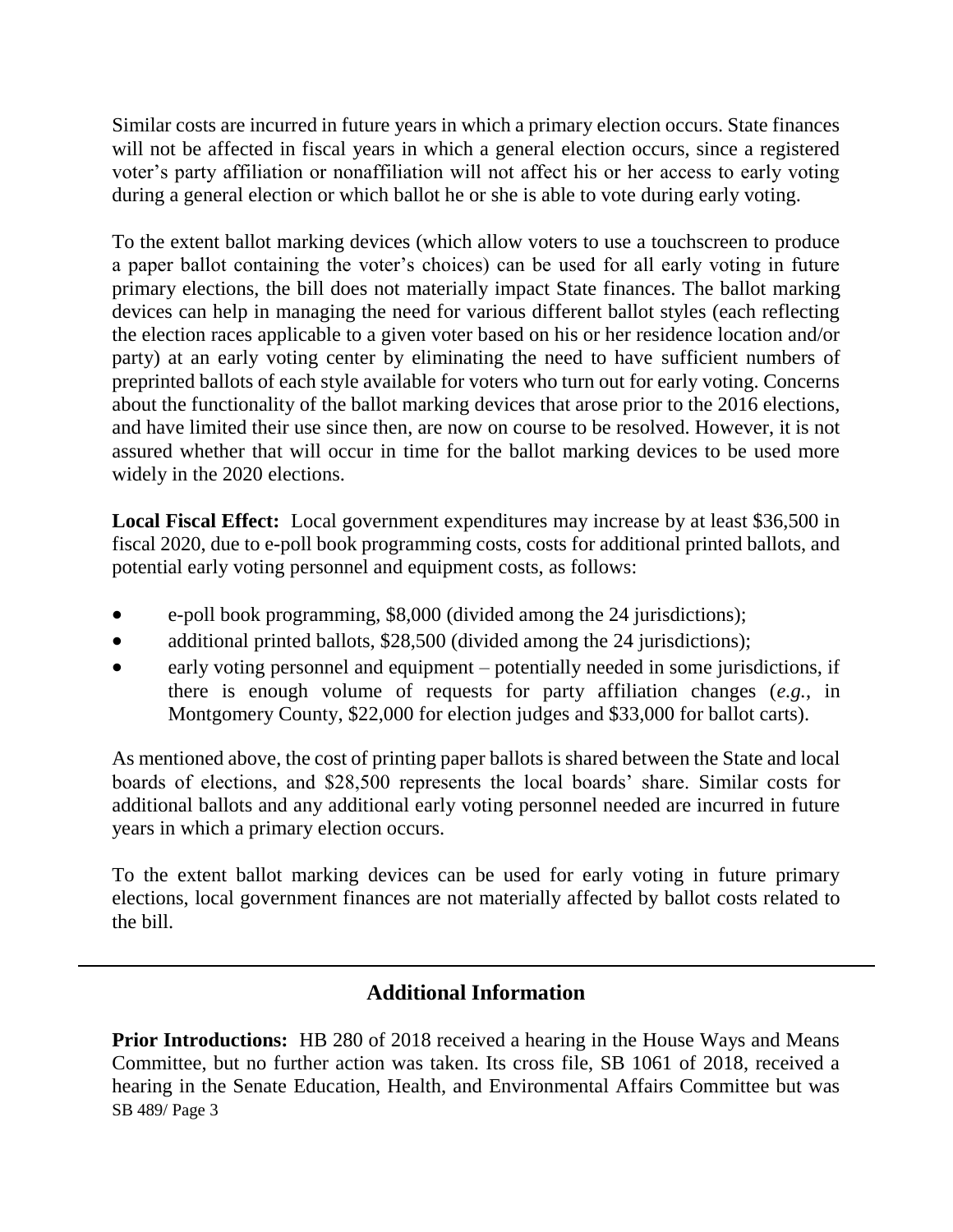Similar costs are incurred in future years in which a primary election occurs. State finances will not be affected in fiscal years in which a general election occurs, since a registered voter's party affiliation or nonaffiliation will not affect his or her access to early voting during a general election or which ballot he or she is able to vote during early voting.

To the extent ballot marking devices (which allow voters to use a touchscreen to produce a paper ballot containing the voter's choices) can be used for all early voting in future primary elections, the bill does not materially impact State finances. The ballot marking devices can help in managing the need for various different ballot styles (each reflecting the election races applicable to a given voter based on his or her residence location and/or party) at an early voting center by eliminating the need to have sufficient numbers of preprinted ballots of each style available for voters who turn out for early voting. Concerns about the functionality of the ballot marking devices that arose prior to the 2016 elections, and have limited their use since then, are now on course to be resolved. However, it is not assured whether that will occur in time for the ballot marking devices to be used more widely in the 2020 elections.

**Local Fiscal Effect:** Local government expenditures may increase by at least $36,500 in fiscal 2020, due to e-poll book programming costs, costs for additional printed ballots, and potential early voting personnel and equipment costs, as follows:

- e-poll book programming, $8,000 (divided among the 24 jurisdictions);
- additional printed ballots, $28,500 (divided among the 24 jurisdictions);
- early voting personnel and equipment – potentially needed in some jurisdictions, if there is enough volume of requests for party affiliation changes (*e.g.*, in Montgomery County, $22,000 for election judges and $33,000 for ballot carts).

As mentioned above, the cost of printing paper ballots is shared between the State and local boards of elections, and $28,500 represents the local boards' share. Similar costs for additional ballots and any additional early voting personnel needed are incurred in future years in which a primary election occurs.

To the extent ballot marking devices can be used for early voting in future primary elections, local government finances are not materially affected by ballot costs related to the bill.

---

## Additional Information

**Prior Introductions:** HB 280 of 2018 received a hearing in the House Ways and Means Committee, but no further action was taken. Its cross file, SB 1061 of 2018, received a hearing in the Senate Education, Health, and Environmental Affairs Committee but was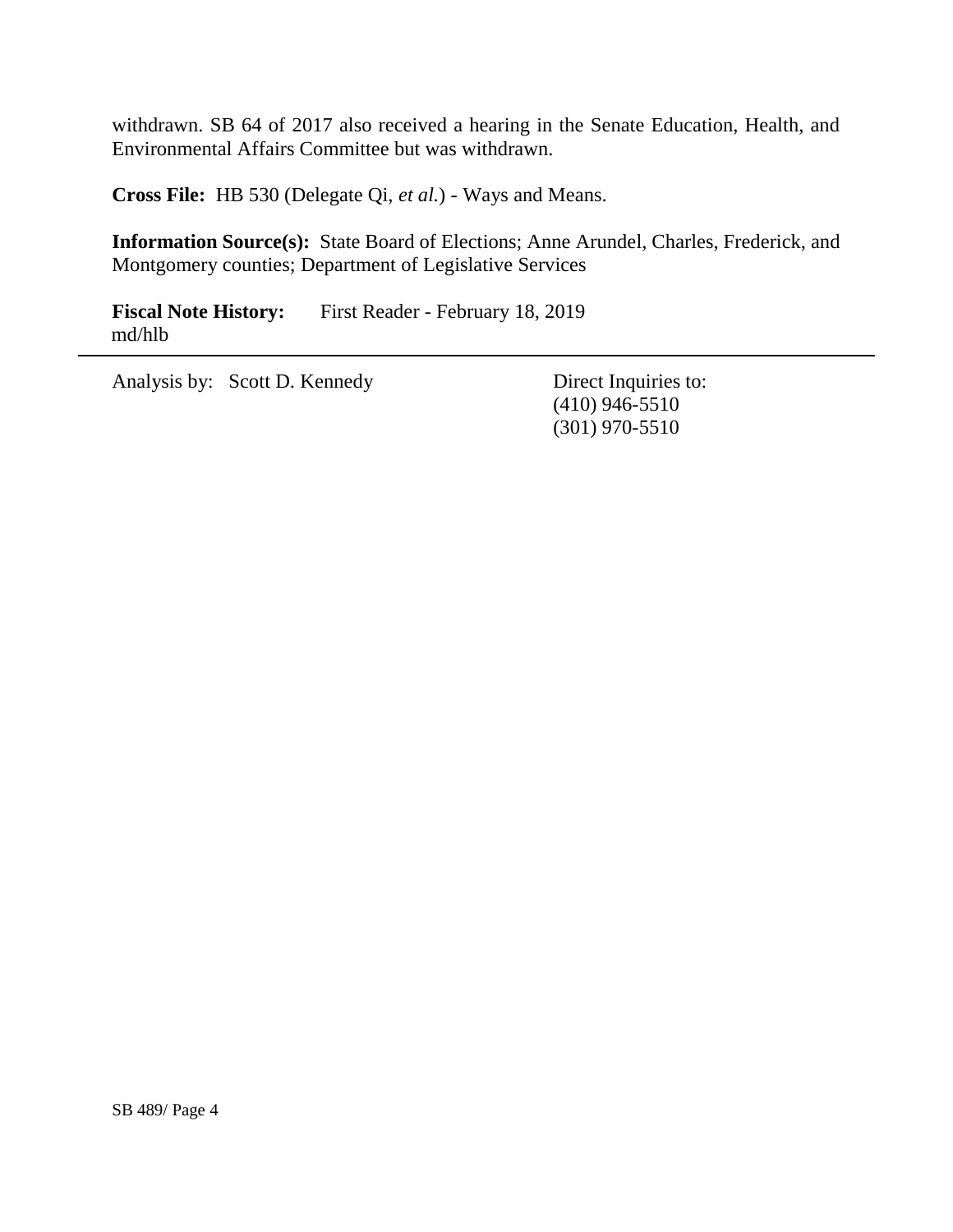withdrawn. SB 64 of 2017 also received a hearing in the Senate Education, Health, and Environmental Affairs Committee but was withdrawn.

**Cross File:** HB 530 (Delegate Qi, *et al.*) - Ways and Means.

**Information Source(s):** State Board of Elections; Anne Arundel, Charles, Frederick, and Montgomery counties; Department of Legislative Services

**Fiscal Note History:** First Reader - February 18, 2019
md/hlb

---

Analysis by: Scott D. Kennedy

Direct Inquiries to:
(410) 946-5510
(301) 970-5510